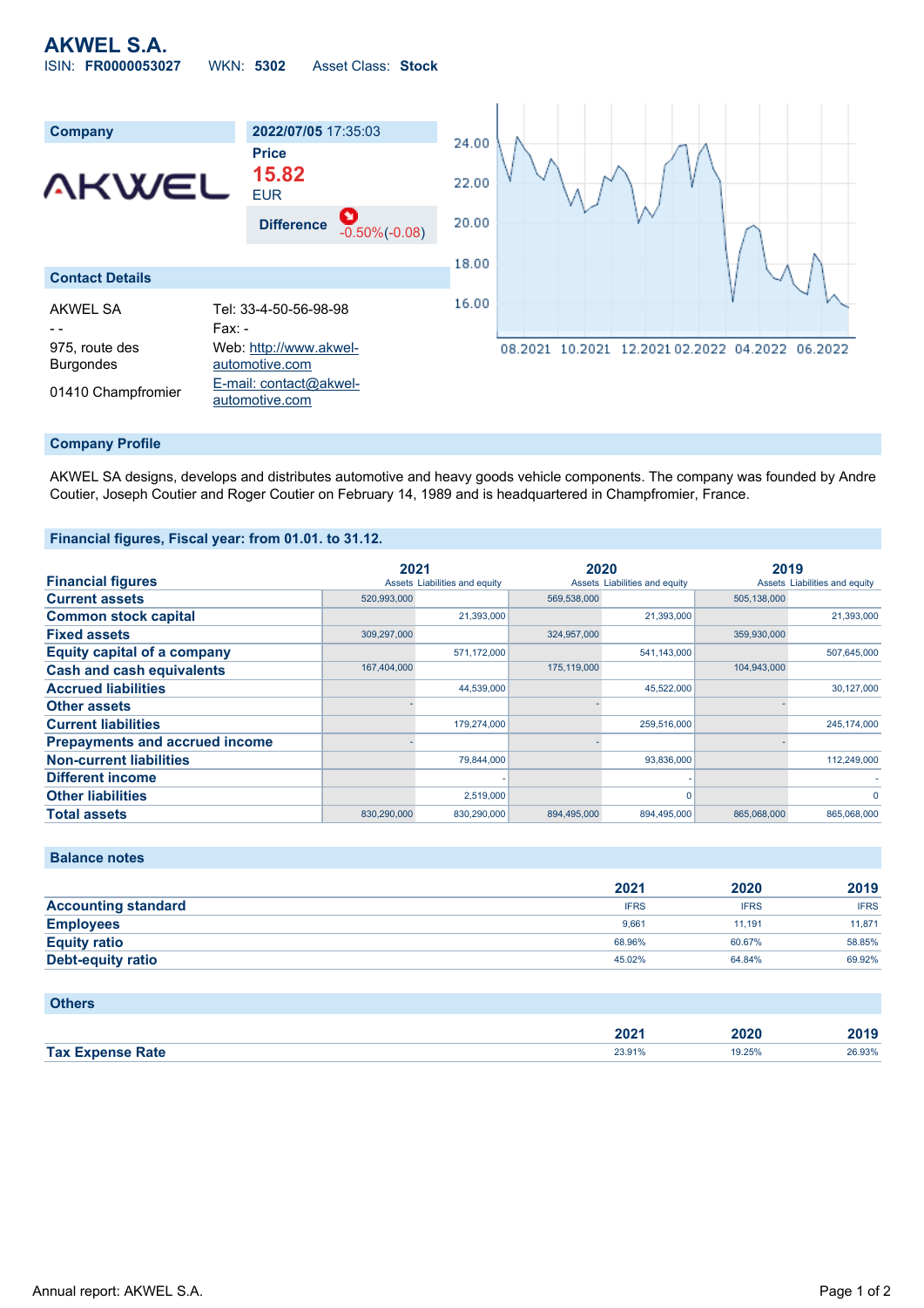# AKWEL S.A.

ISIN: **FR0000053027** WKN: **5302** Asset Class: **Stock**

| Company | 2022/07/05 17:35:03 |
|---|---|
| AKWEL | Price **15.82** EUR |
| | Difference -0.50%(-0.08) |

## Contact Details

| | |
|---|---|
| AKWEL SA | Tel: 33-4-50-56-98-98 |
| - - | Fax: - |
| 975, route des Burgondes | Web: http://www.akwel-automotive.com |
| 01410 Champfromier | E-mail: contact@akwel-automotive.com |

## Company Profile

AKWEL SA designs, develops and distributes automotive and heavy goods vehicle components. The company was founded by Andre Coutier, Joseph Coutier and Roger Coutier on February 14, 1989 and is headquartered in Champfromier, France.

## Financial figures, Fiscal year: from 01.01. to 31.12.

| Financial figures | 2021 Assets | 2021 Liabilities and equity | 2020 Assets | 2020 Liabilities and equity | 2019 Assets | 2019 Liabilities and equity |
|---|---|---|---|---|---|---|
| Current assets | 520,993,000 | | 569,538,000 | | 505,138,000 | |
| Common stock capital | | 21,393,000 | | 21,393,000 | | 21,393,000 |
| Fixed assets | 309,297,000 | | 324,957,000 | | 359,930,000 | |
| Equity capital of a company | | 571,172,000 | | 541,143,000 | | 507,645,000 |
| Cash and cash equivalents | 167,404,000 | | 175,119,000 | | 104,943,000 | |
| Accrued liabilities | | 44,539,000 | | 45,522,000 | | 30,127,000 |
| Other assets | - | | - | | - | |
| Current liabilities | | 179,274,000 | | 259,516,000 | | 245,174,000 |
| Prepayments and accrued income | - | | - | | - | |
| Non-current liabilities | | 79,844,000 | | 93,836,000 | | 112,249,000 |
| Different income | | - | | - | | - |
| Other liabilities | | 2,519,000 | | 0 | | 0 |
| Total assets | 830,290,000 | 830,290,000 | 894,495,000 | 894,495,000 | 865,068,000 | 865,068,000 |

## Balance notes

| | 2021 | 2020 | 2019 |
|---|---|---|---|
| Accounting standard | IFRS | IFRS | IFRS |
| Employees | 9,661 | 11,191 | 11,871 |
| Equity ratio | 68.96% | 60.67% | 58.85% |
| Debt-equity ratio | 45.02% | 64.84% | 69.92% |

## Others

| | 2021 | 2020 | 2019 |
|---|---|---|---|
| Tax Expense Rate | 23.91% | 19.25% | 26.93% |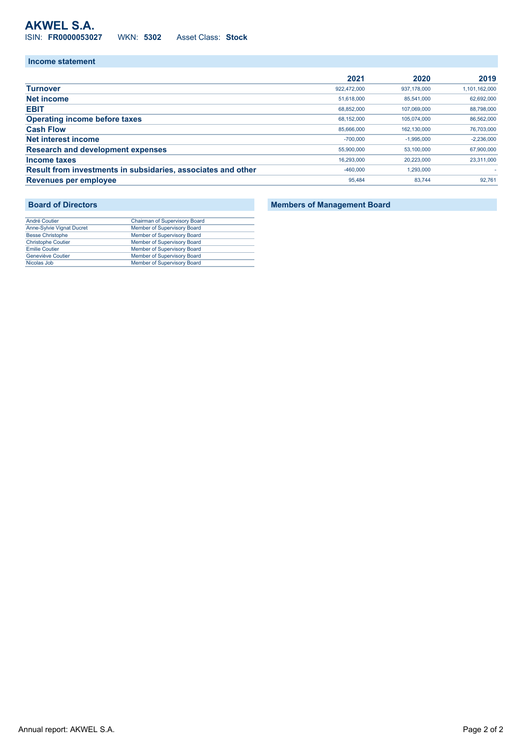# AKWEL S.A.

ISIN: **FR0000053027** WKN: **5302** Asset Class: **Stock**

## Income statement

| | 2021 | 2020 | 2019 |
|---|---|---|---|
| **Turnover** | 922,472,000 | 937,178,000 | 1,101,162,000 |
| **Net income** | 51,618,000 | 85,541,000 | 62,692,000 |
| **EBIT** | 68,852,000 | 107,069,000 | 88,798,000 |
| **Operating income before taxes** | 68,152,000 | 105,074,000 | 86,562,000 |
| **Cash Flow** | 85,666,000 | 162,130,000 | 76,703,000 |
| **Net interest income** | -700,000 | -1,995,000 | -2,236,000 |
| **Research and development expenses** | 55,900,000 | 53,100,000 | 67,900,000 |
| **Income taxes** | 16,293,000 | 20,223,000 | 23,311,000 |
| **Result from investments in subsidaries, associates and other** | -460,000 | 1,293,000 | - |
| **Revenues per employee** | 95,484 | 83,744 | 92,761 |

## Board of Directors

| | |
|---|---|
| André Coutier | Chairman of Supervisory Board |
| Anne-Sylvie Vignat Ducret | Member of Supervisory Board |
| Besse Christophe | Member of Supervisory Board |
| Christophe Coutier | Member of Supervisory Board |
| Emilie Coutier | Member of Supervisory Board |
| Geneviève Coutier | Member of Supervisory Board |
| Nicolas Job | Member of Supervisory Board |

## Members of Management Board